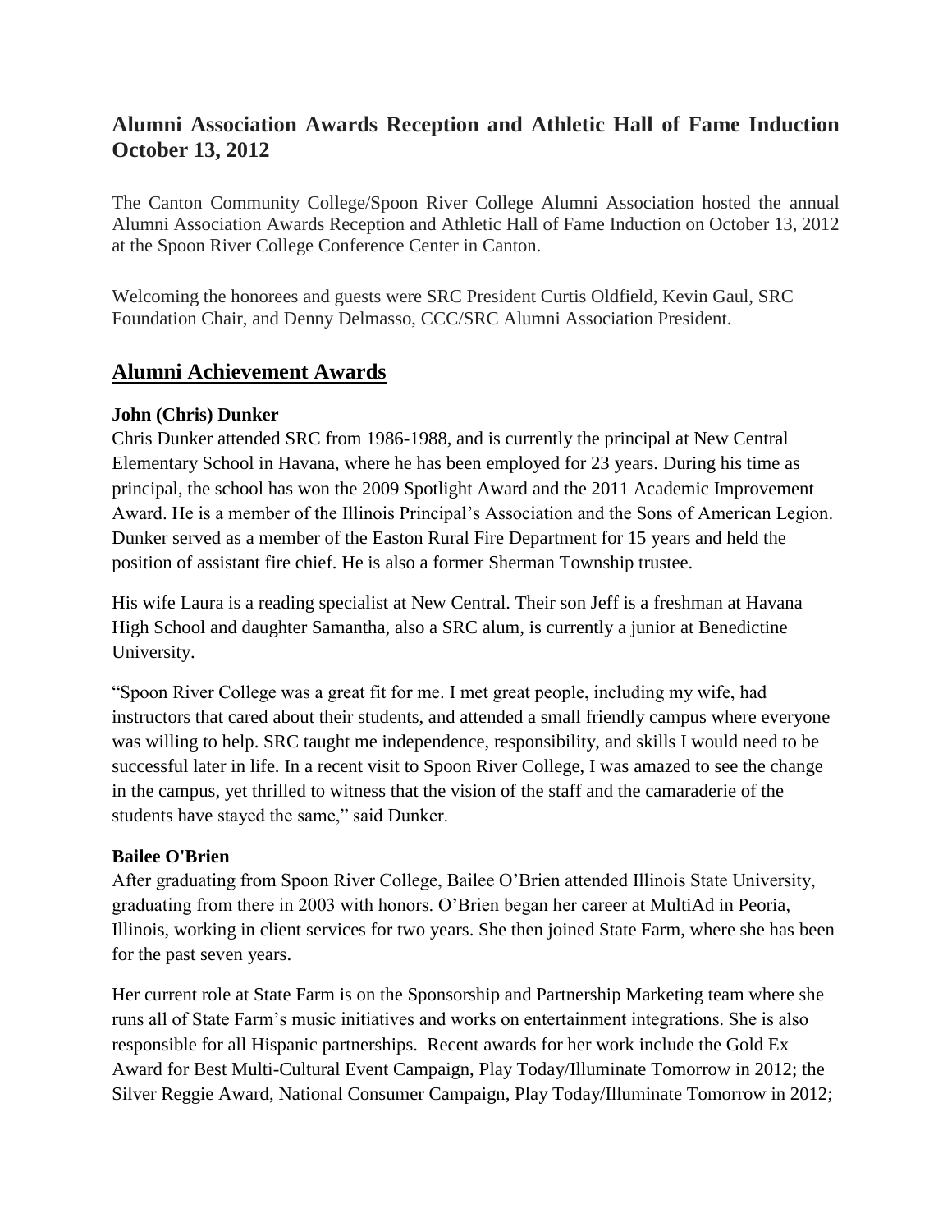# Alumni Association Awards Reception and Athletic Hall of Fame Induction October 13, 2012

The Canton Community College/Spoon River College Alumni Association hosted the annual Alumni Association Awards Reception and Athletic Hall of Fame Induction on October 13, 2012 at the Spoon River College Conference Center in Canton.

Welcoming the honorees and guests were SRC President Curtis Oldfield, Kevin Gaul, SRC Foundation Chair, and Denny Delmasso, CCC/SRC Alumni Association President.

## Alumni Achievement Awards

**John (Chris) Dunker**

Chris Dunker attended SRC from 1986-1988, and is currently the principal at New Central Elementary School in Havana, where he has been employed for 23 years. During his time as principal, the school has won the 2009 Spotlight Award and the 2011 Academic Improvement Award. He is a member of the Illinois Principal's Association and the Sons of American Legion. Dunker served as a member of the Easton Rural Fire Department for 15 years and held the position of assistant fire chief. He is also a former Sherman Township trustee.

His wife Laura is a reading specialist at New Central. Their son Jeff is a freshman at Havana High School and daughter Samantha, also a SRC alum, is currently a junior at Benedictine University.

"Spoon River College was a great fit for me. I met great people, including my wife, had instructors that cared about their students, and attended a small friendly campus where everyone was willing to help. SRC taught me independence, responsibility, and skills I would need to be successful later in life. In a recent visit to Spoon River College, I was amazed to see the change in the campus, yet thrilled to witness that the vision of the staff and the camaraderie of the students have stayed the same," said Dunker.

**Bailee O'Brien**

After graduating from Spoon River College, Bailee O'Brien attended Illinois State University, graduating from there in 2003 with honors. O'Brien began her career at MultiAd in Peoria, Illinois, working in client services for two years. She then joined State Farm, where she has been for the past seven years.

Her current role at State Farm is on the Sponsorship and Partnership Marketing team where she runs all of State Farm's music initiatives and works on entertainment integrations. She is also responsible for all Hispanic partnerships. Recent awards for her work include the Gold Ex Award for Best Multi-Cultural Event Campaign, Play Today/Illuminate Tomorrow in 2012; the Silver Reggie Award, National Consumer Campaign, Play Today/Illuminate Tomorrow in 2012;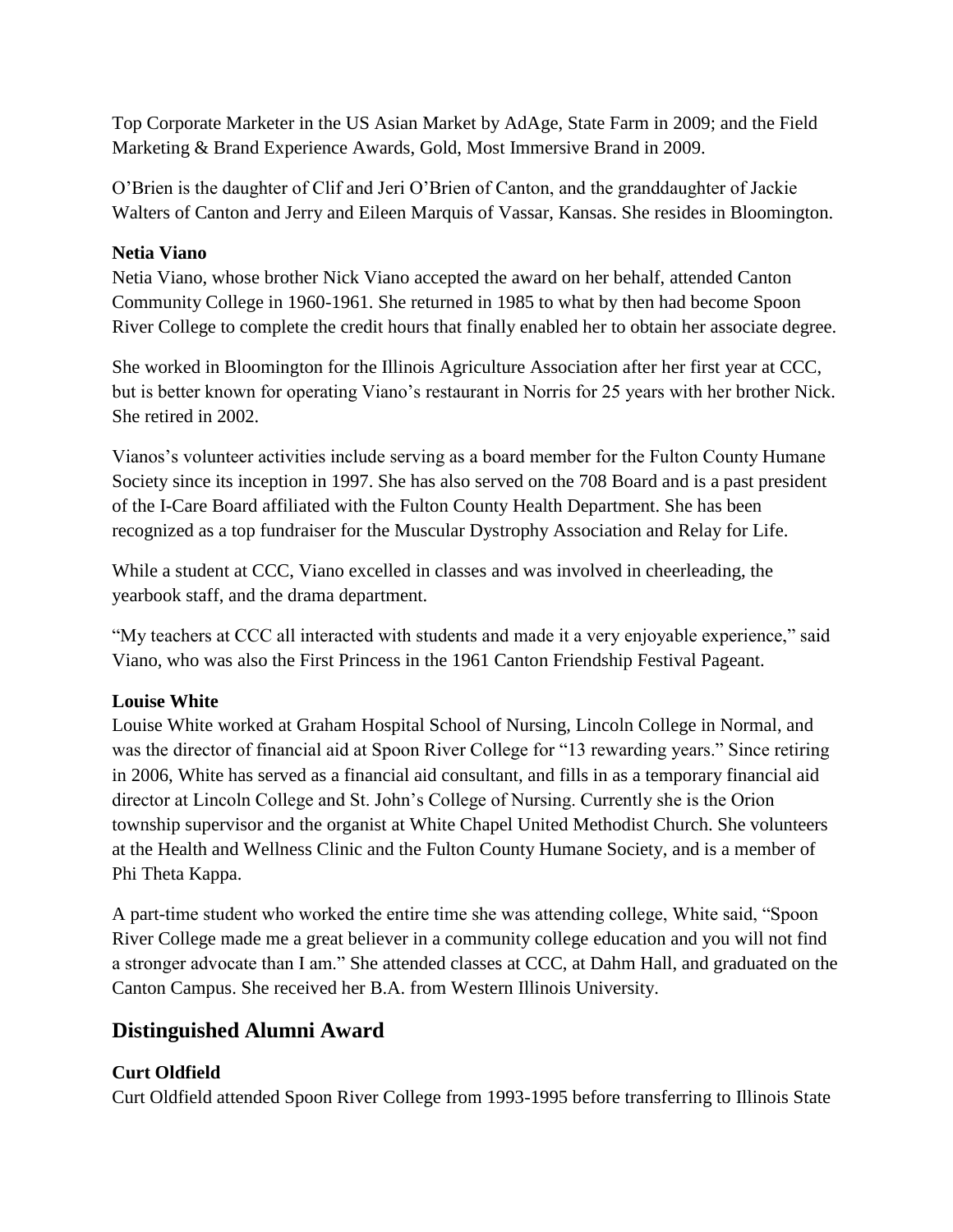Top Corporate Marketer in the US Asian Market by AdAge, State Farm in 2009; and the Field Marketing & Brand Experience Awards, Gold, Most Immersive Brand in 2009.

O'Brien is the daughter of Clif and Jeri O'Brien of Canton, and the granddaughter of Jackie Walters of Canton and Jerry and Eileen Marquis of Vassar, Kansas. She resides in Bloomington.

**Netia Viano**

Netia Viano, whose brother Nick Viano accepted the award on her behalf, attended Canton Community College in 1960-1961. She returned in 1985 to what by then had become Spoon River College to complete the credit hours that finally enabled her to obtain her associate degree.

She worked in Bloomington for the Illinois Agriculture Association after her first year at CCC, but is better known for operating Viano's restaurant in Norris for 25 years with her brother Nick. She retired in 2002.

Vianos's volunteer activities include serving as a board member for the Fulton County Humane Society since its inception in 1997. She has also served on the 708 Board and is a past president of the I-Care Board affiliated with the Fulton County Health Department. She has been recognized as a top fundraiser for the Muscular Dystrophy Association and Relay for Life.

While a student at CCC, Viano excelled in classes and was involved in cheerleading, the yearbook staff, and the drama department.

"My teachers at CCC all interacted with students and made it a very enjoyable experience," said Viano, who was also the First Princess in the 1961 Canton Friendship Festival Pageant.

**Louise White**

Louise White worked at Graham Hospital School of Nursing, Lincoln College in Normal, and was the director of financial aid at Spoon River College for "13 rewarding years." Since retiring in 2006, White has served as a financial aid consultant, and fills in as a temporary financial aid director at Lincoln College and St. John's College of Nursing. Currently she is the Orion township supervisor and the organist at White Chapel United Methodist Church. She volunteers at the Health and Wellness Clinic and the Fulton County Humane Society, and is a member of Phi Theta Kappa.

A part-time student who worked the entire time she was attending college, White said, "Spoon River College made me a great believer in a community college education and you will not find a stronger advocate than I am." She attended classes at CCC, at Dahm Hall, and graduated on the Canton Campus. She received her B.A. from Western Illinois University.

## Distinguished Alumni Award

**Curt Oldfield**

Curt Oldfield attended Spoon River College from 1993-1995 before transferring to Illinois State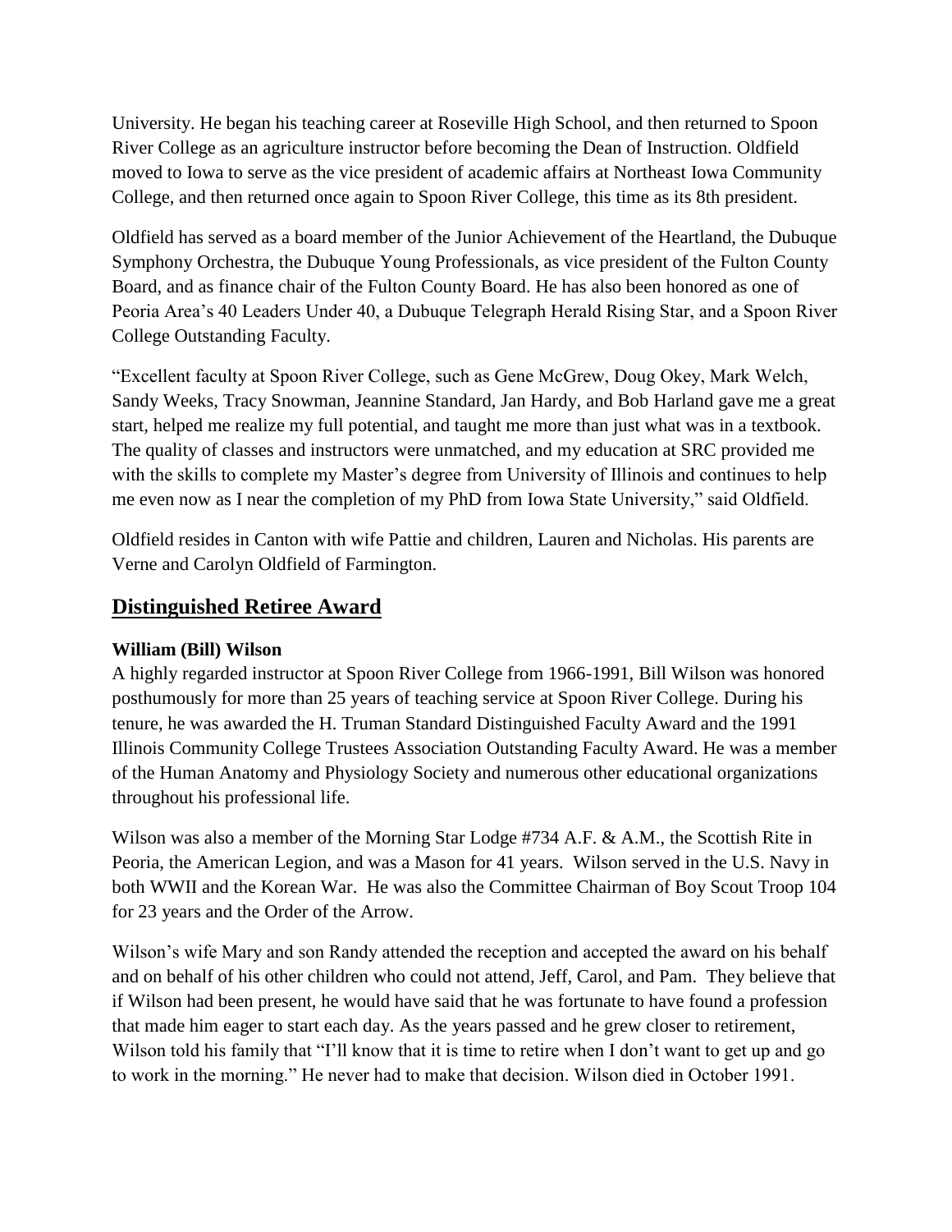University. He began his teaching career at Roseville High School, and then returned to Spoon River College as an agriculture instructor before becoming the Dean of Instruction. Oldfield moved to Iowa to serve as the vice president of academic affairs at Northeast Iowa Community College, and then returned once again to Spoon River College, this time as its 8th president.

Oldfield has served as a board member of the Junior Achievement of the Heartland, the Dubuque Symphony Orchestra, the Dubuque Young Professionals, as vice president of the Fulton County Board, and as finance chair of the Fulton County Board. He has also been honored as one of Peoria Area's 40 Leaders Under 40, a Dubuque Telegraph Herald Rising Star, and a Spoon River College Outstanding Faculty.

"Excellent faculty at Spoon River College, such as Gene McGrew, Doug Okey, Mark Welch, Sandy Weeks, Tracy Snowman, Jeannine Standard, Jan Hardy, and Bob Harland gave me a great start, helped me realize my full potential, and taught me more than just what was in a textbook. The quality of classes and instructors were unmatched, and my education at SRC provided me with the skills to complete my Master's degree from University of Illinois and continues to help me even now as I near the completion of my PhD from Iowa State University," said Oldfield.

Oldfield resides in Canton with wife Pattie and children, Lauren and Nicholas. His parents are Verne and Carolyn Oldfield of Farmington.

## Distinguished Retiree Award

**William (Bill) Wilson**

A highly regarded instructor at Spoon River College from 1966-1991, Bill Wilson was honored posthumously for more than 25 years of teaching service at Spoon River College. During his tenure, he was awarded the H. Truman Standard Distinguished Faculty Award and the 1991 Illinois Community College Trustees Association Outstanding Faculty Award. He was a member of the Human Anatomy and Physiology Society and numerous other educational organizations throughout his professional life.

Wilson was also a member of the Morning Star Lodge #734 A.F. & A.M., the Scottish Rite in Peoria, the American Legion, and was a Mason for 41 years. Wilson served in the U.S. Navy in both WWII and the Korean War. He was also the Committee Chairman of Boy Scout Troop 104 for 23 years and the Order of the Arrow.

Wilson's wife Mary and son Randy attended the reception and accepted the award on his behalf and on behalf of his other children who could not attend, Jeff, Carol, and Pam. They believe that if Wilson had been present, he would have said that he was fortunate to have found a profession that made him eager to start each day. As the years passed and he grew closer to retirement, Wilson told his family that "I'll know that it is time to retire when I don't want to get up and go to work in the morning." He never had to make that decision. Wilson died in October 1991.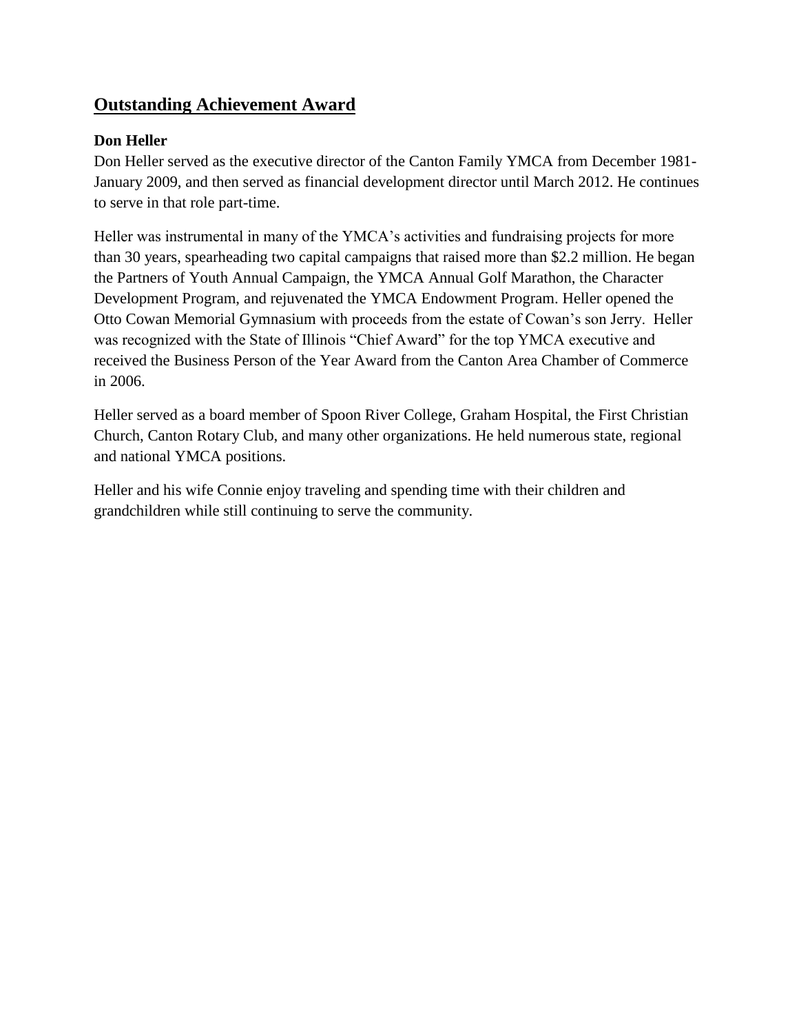## Outstanding Achievement Award

**Don Heller**

Don Heller served as the executive director of the Canton Family YMCA from December 1981-January 2009, and then served as financial development director until March 2012. He continues to serve in that role part-time.

Heller was instrumental in many of the YMCA's activities and fundraising projects for more than 30 years, spearheading two capital campaigns that raised more than $2.2 million. He began the Partners of Youth Annual Campaign, the YMCA Annual Golf Marathon, the Character Development Program, and rejuvenated the YMCA Endowment Program. Heller opened the Otto Cowan Memorial Gymnasium with proceeds from the estate of Cowan's son Jerry. Heller was recognized with the State of Illinois "Chief Award" for the top YMCA executive and received the Business Person of the Year Award from the Canton Area Chamber of Commerce in 2006.

Heller served as a board member of Spoon River College, Graham Hospital, the First Christian Church, Canton Rotary Club, and many other organizations. He held numerous state, regional and national YMCA positions.

Heller and his wife Connie enjoy traveling and spending time with their children and grandchildren while still continuing to serve the community.